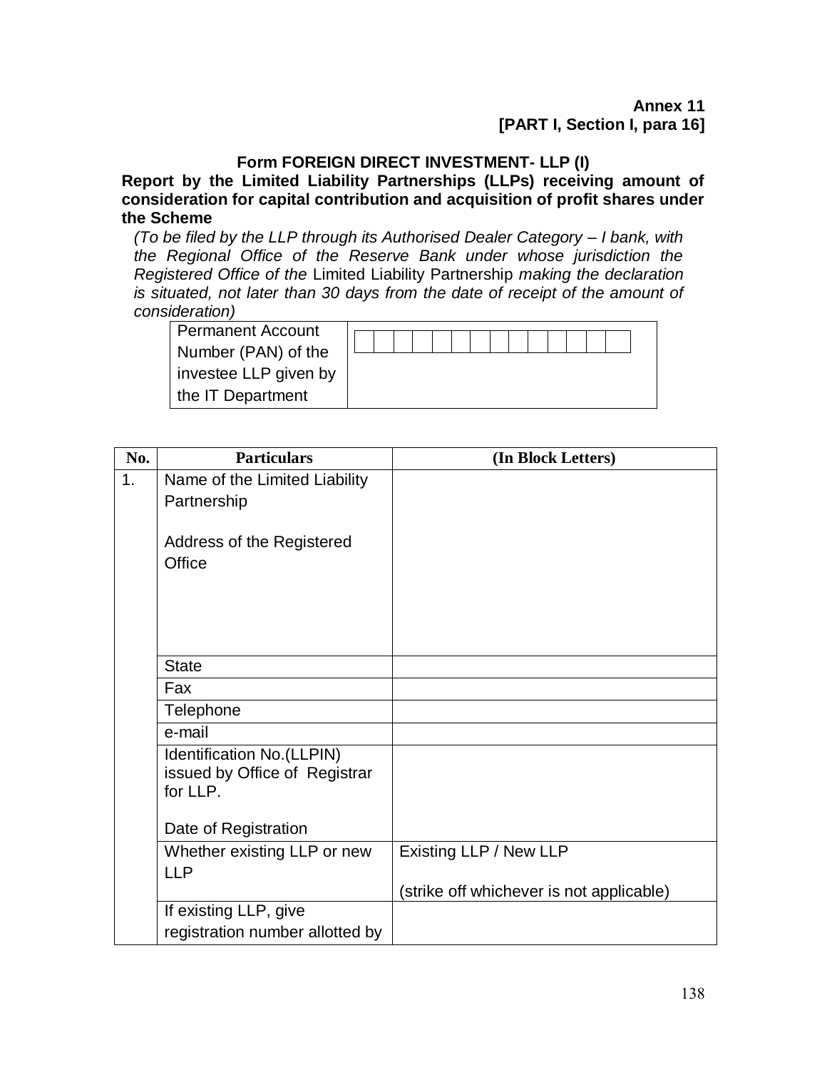**Annex 11**
**[PART I, Section I, para 16]**

**Form FOREIGN DIRECT INVESTMENT- LLP (I)**

**Report by the Limited Liability Partnerships (LLPs) receiving amount of consideration for capital contribution and acquisition of profit shares under the Scheme**

*(To be filed by the LLP through its Authorised Dealer Category – I bank, with the Regional Office of the Reserve Bank under whose jurisdiction the Registered Office of the* Limited Liability Partnership *making the declaration is situated, not later than 30 days from the date of receipt of the amount of consideration)*

| Permanent Account Number (PAN) of the investee LLP given by the IT Department | | | | | | | | | | | | | | | |
|---|---|---|---|---|---|---|---|---|---|---|---|---|---|---|---|

| No. | Particulars | (In Block Letters) |
|---|---|---|
| 1. | Name of the Limited Liability Partnership<br><br>Address of the Registered Office | |
| | State | |
| | Fax | |
| | Telephone | |
| | e-mail | |
| | Identification No.(LLPIN) issued by Office of Registrar for LLP.<br><br>Date of Registration | |
| | Whether existing LLP or new LLP | Existing LLP / New LLP<br><br>(strike off whichever is not applicable) |
| | If existing LLP, give registration number allotted by | |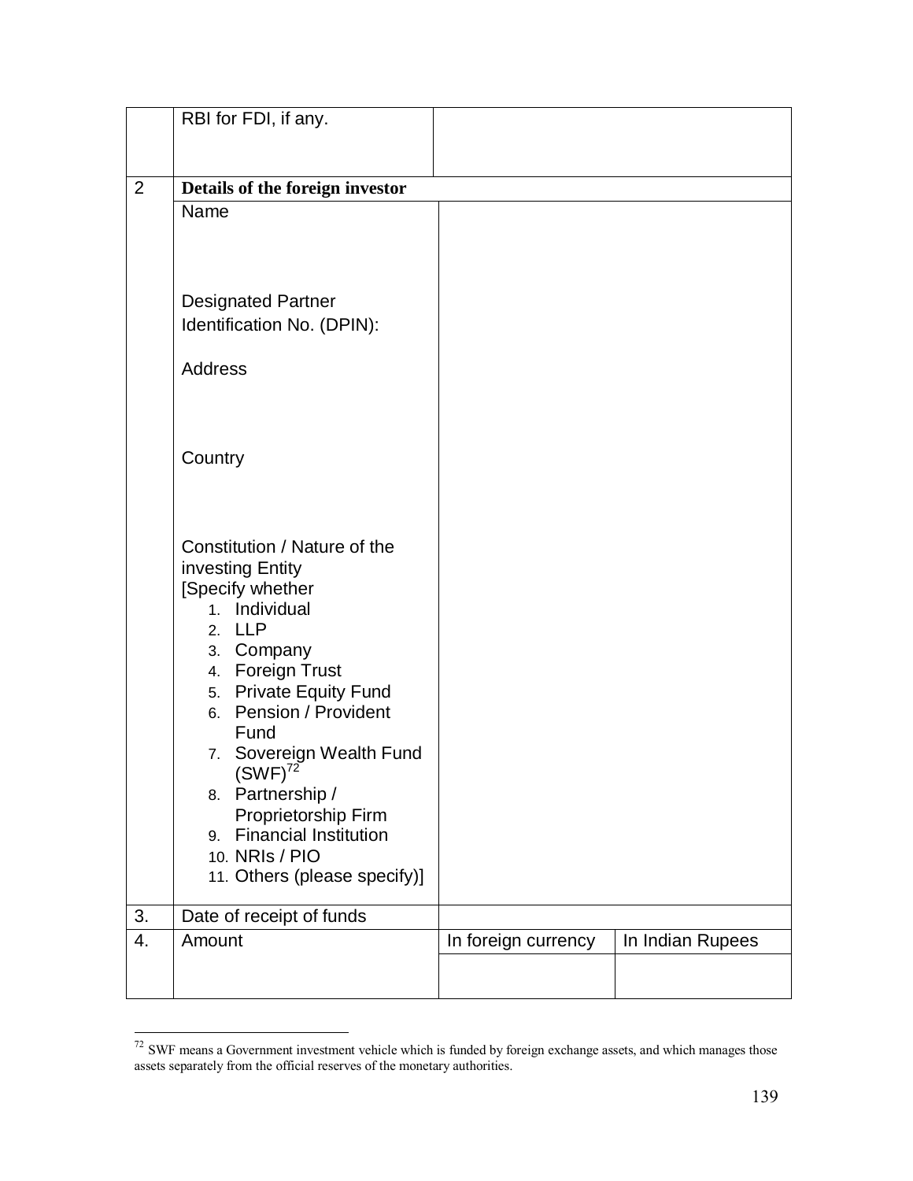| | | | |
|---|---|---|---|
| | RBI for FDI, if any. | | |
| 2 | **Details of the foreign investor** | | |
| | Name<br><br>Designated Partner Identification No. (DPIN):<br><br>Address<br><br>Country<br><br>Constitution / Nature of the investing Entity<br>[Specify whether<br>1. Individual<br>2. LLP<br>3. Company<br>4. Foreign Trust<br>5. Private Equity Fund<br>6. Pension / Provident Fund<br>7. Sovereign Wealth Fund (SWF)[72]<br>8. Partnership / Proprietorship Firm<br>9. Financial Institution<br>10. NRIs / PIO<br>11. Others (please specify)] | | |
| 3. | Date of receipt of funds | | |
| 4. | Amount | In foreign currency | In Indian Rupees |
| | | | |

[72] SWF means a Government investment vehicle which is funded by foreign exchange assets, and which manages those assets separately from the official reserves of the monetary authorities.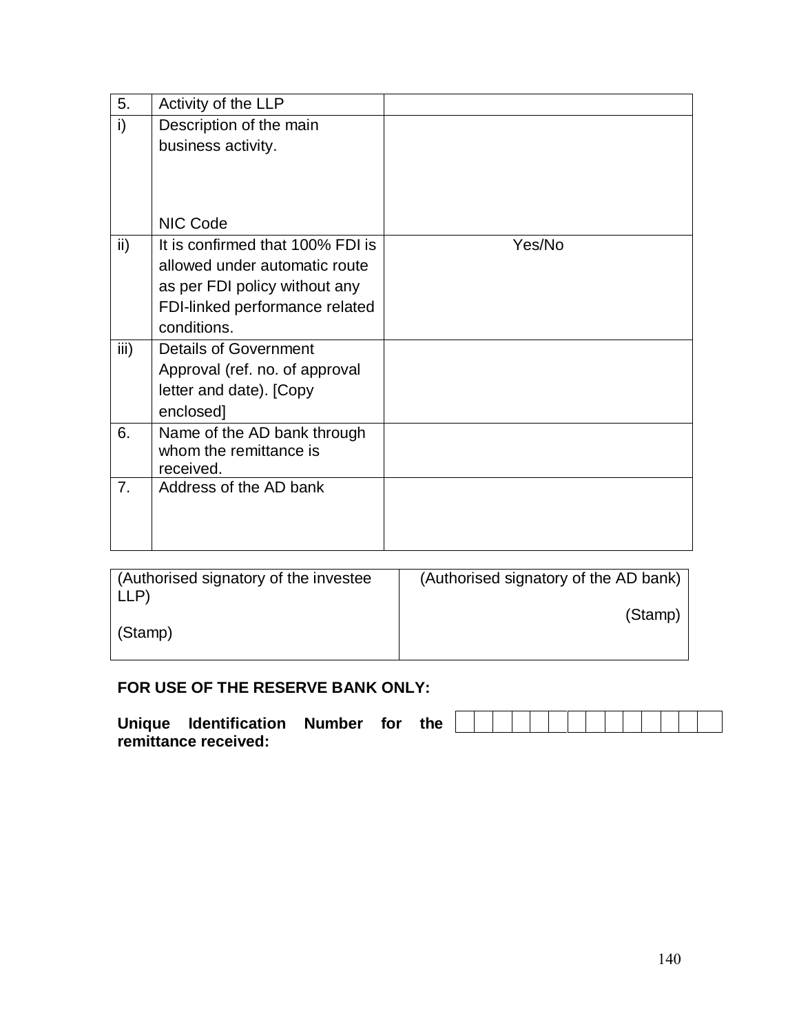| 5. | Activity of the LLP | |
|---|---|---|
| i) | Description of the main business activity.<br><br>NIC Code | |
| ii) | It is confirmed that 100% FDI is allowed under automatic route as per FDI policy without any FDI-linked performance related conditions. | Yes/No |
| iii) | Details of Government Approval (ref. no. of approval letter and date). [Copy enclosed] | |
| 6. | Name of the AD bank through whom the remittance is received. | |
| 7. | Address of the AD bank | |

| (Authorised signatory of the investee LLP)<br><br>(Stamp) | (Authorised signatory of the AD bank)<br><br>(Stamp) |
|---|---|

**FOR USE OF THE RESERVE BANK ONLY:**

**Unique Identification Number for the remittance received:**

| | | | | | | | | | | | | | |
|---|---|---|---|---|---|---|---|---|---|---|---|---|---|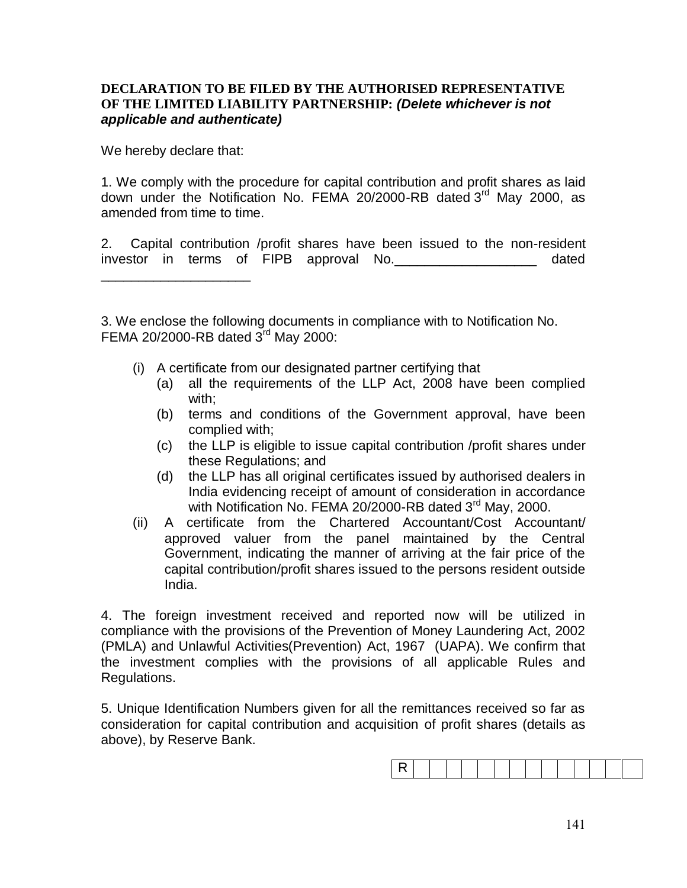**DECLARATION TO BE FILED BY THE AUTHORISED REPRESENTATIVE OF THE LIMITED LIABILITY PARTNERSHIP:** ***(Delete whichever is not applicable and authenticate)***

We hereby declare that:

1. We comply with the procedure for capital contribution and profit shares as laid down under the Notification No. FEMA 20/2000-RB dated 3rd May 2000, as amended from time to time.

2. Capital contribution /profit shares have been issued to the non-resident investor in terms of FIPB approval No.___________________ dated ____________________

3. We enclose the following documents in compliance with to Notification No. FEMA 20/2000-RB dated 3rd May 2000:

   (i) A certificate from our designated partner certifying that
      (a) all the requirements of the LLP Act, 2008 have been complied with;
      (b) terms and conditions of the Government approval, have been complied with;
      (c) the LLP is eligible to issue capital contribution /profit shares under these Regulations; and
      (d) the LLP has all original certificates issued by authorised dealers in India evidencing receipt of amount of consideration in accordance with Notification No. FEMA 20/2000-RB dated 3rd May, 2000.

   (ii) A certificate from the Chartered Accountant/Cost Accountant/ approved valuer from the panel maintained by the Central Government, indicating the manner of arriving at the fair price of the capital contribution/profit shares issued to the persons resident outside India.

4. The foreign investment received and reported now will be utilized in compliance with the provisions of the Prevention of Money Laundering Act, 2002 (PMLA) and Unlawful Activities(Prevention) Act, 1967 (UAPA). We confirm that the investment complies with the provisions of all applicable Rules and Regulations.

5. Unique Identification Numbers given for all the remittances received so far as consideration for capital contribution and acquisition of profit shares (details as above), by Reserve Bank.

| R | | | | | | | | | | | | | | | |
|---|---|---|---|---|---|---|---|---|---|---|---|---|---|---|---|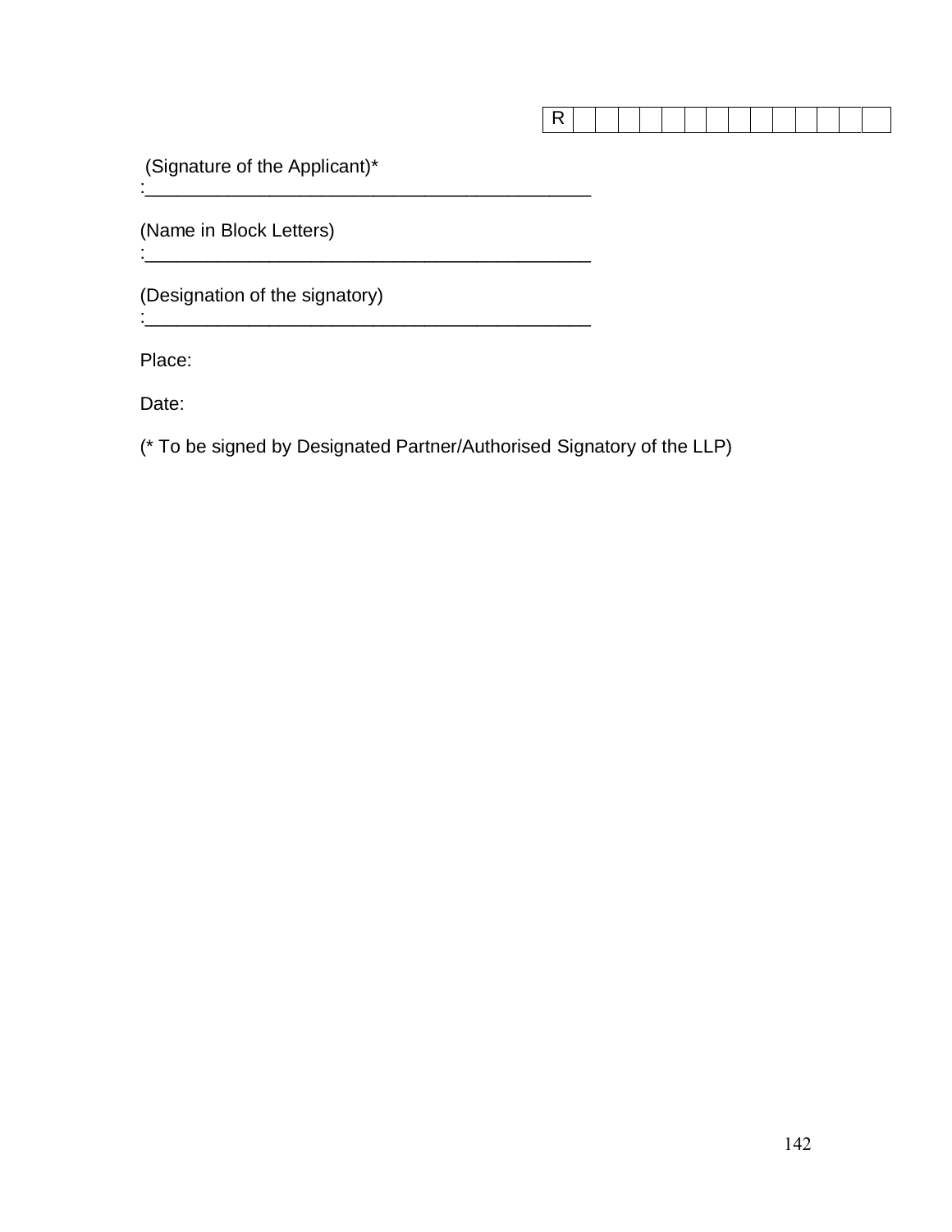| R | | | | | | | | | | | | | | | |
|---|---|---|---|---|---|---|---|---|---|---|---|---|---|---|---|

(Signature of the Applicant)*

:___________________________________________

(Name in Block Letters)

:___________________________________________

(Designation of the signatory)

:___________________________________________

Place:

Date:

(* To be signed by Designated Partner/Authorised Signatory of the LLP)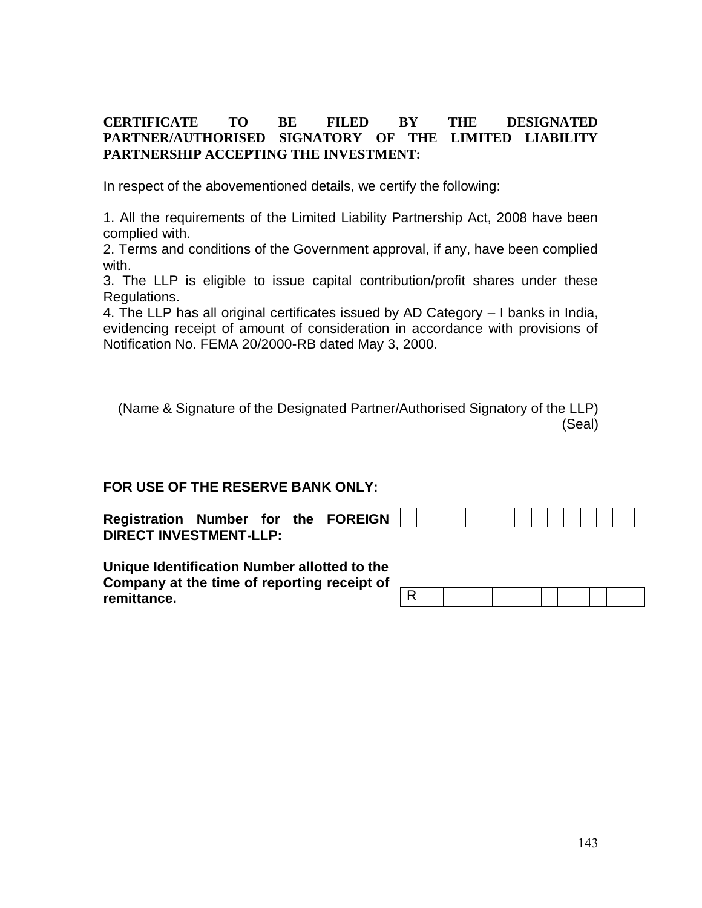**CERTIFICATE TO BE FILED BY THE DESIGNATED PARTNER/AUTHORISED SIGNATORY OF THE LIMITED LIABILITY PARTNERSHIP ACCEPTING THE INVESTMENT:**

In respect of the abovementioned details, we certify the following:

1. All the requirements of the Limited Liability Partnership Act, 2008 have been complied with.
2. Terms and conditions of the Government approval, if any, have been complied with.
3. The LLP is eligible to issue capital contribution/profit shares under these Regulations.
4. The LLP has all original certificates issued by AD Category – I banks in India, evidencing receipt of amount of consideration in accordance with provisions of Notification No. FEMA 20/2000-RB dated May 3, 2000.

(Name & Signature of the Designated Partner/Authorised Signatory of the LLP)
(Seal)

**FOR USE OF THE RESERVE BANK ONLY:**

| | | | | | | | | | | | | | | |
|---|---|---|---|---|---|---|---|---|---|---|---|---|---|---|
| **Registration Number for the FOREIGN DIRECT INVESTMENT-LLP:** | | | | | | | | | | | | | | |
| **Unique Identification Number allotted to the Company at the time of reporting receipt of remittance.** | R | | | | | | | | | | | | | |